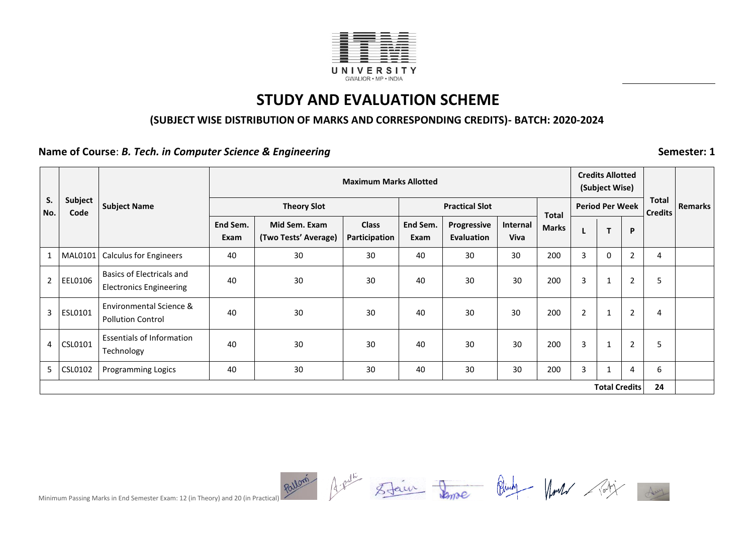ITM UNIVERSITY
GWALIOR • MP • INDIA

# STUDY AND EVALUATION SCHEME

### (SUBJECT WISE DISTRIBUTION OF MARKS AND CORRESPONDING CREDITS)- BATCH: 2020-2024

**Name of Course**: ***B. Tech. in Computer Science & Engineering*** **Semester: 1**

| S. No. | Subject Code | Subject Name | Maximum Marks Allotted | | | | | | | Credits Allotted (Subject Wise) | | | Total Credits | Remarks |
|---|---|---|---|---|---|---|---|---|---|---|---|---|---|---|
| | | | Theory Slot | | | Practical Slot | | | Total Marks | Period Per Week | | | | |
| | | | End Sem. Exam | Mid Sem. Exam (Two Tests' Average) | Class Participation | End Sem. Exam | Progressive Evaluation | Internal Viva | | L | T | P | | |
| 1 | MAL0101 | Calculus for Engineers | 40 | 30 | 30 | 40 | 30 | 30 | 200 | 3 | 0 | 2 | 4 | |
| 2 | EEL0106 | Basics of Electricals and Electronics Engineering | 40 | 30 | 30 | 40 | 30 | 30 | 200 | 3 | 1 | 2 | 5 | |
| 3 | ESL0101 | Environmental Science & Pollution Control | 40 | 30 | 30 | 40 | 30 | 30 | 200 | 2 | 1 | 2 | 4 | |
| 4 | CSL0101 | Essentials of Information Technology | 40 | 30 | 30 | 40 | 30 | 30 | 200 | 3 | 1 | 2 | 5 | |
| 5 | CSL0102 | Programming Logics | 40 | 30 | 30 | 40 | 30 | 30 | 200 | 3 | 1 | 4 | 6 | |
| | | | | | | | | | | | | **Total Credits** | **24** | |

Minimum Passing Marks in End Semester Exam: 12 (in Theory) and 20 (in Practical)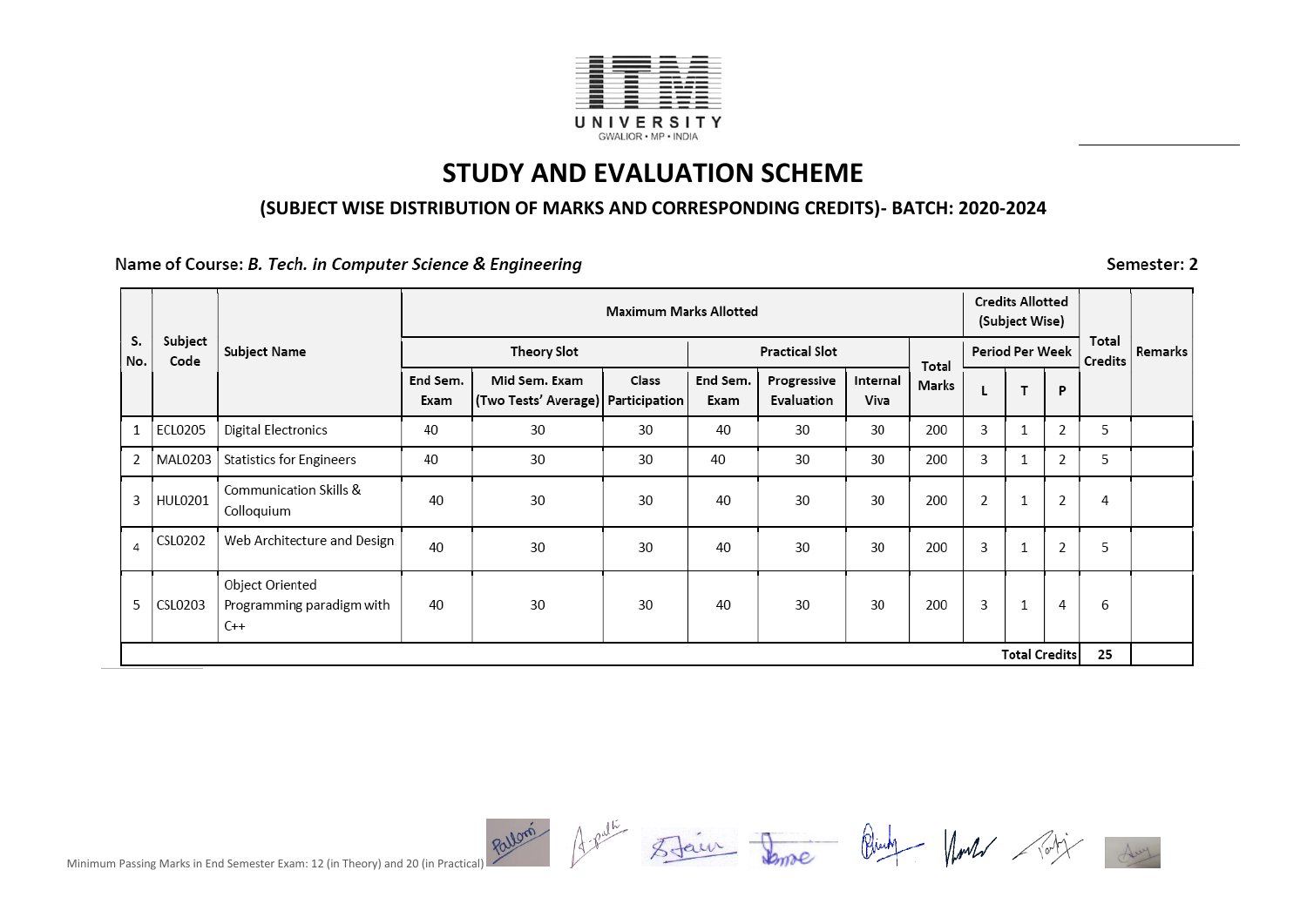ITM UNIVERSITY
GWALIOR • MP • INDIA

# STUDY AND EVALUATION SCHEME

## (SUBJECT WISE DISTRIBUTION OF MARKS AND CORRESPONDING CREDITS)- BATCH: 2020-2024

Name of Course: *B. Tech. in Computer Science & Engineering* Semester: 2

| S. No. | Subject Code | Subject Name | Maximum Marks Allotted | | | | | | | Credits Allotted (Subject Wise) | | | Total Credits | Remarks |
|---|---|---|---|---|---|---|---|---|---|---|---|---|---|---|
| | | | Theory Slot | | | Practical Slot | | | Total Marks | Period Per Week | | | | |
| | | | End Sem. Exam | Mid Sem. Exam (Two Tests' Average) | Class Participation | End Sem. Exam | Progressive Evaluation | Internal Viva | | L | T | P | | |
| 1 | ECL0205 | Digital Electronics | 40 | 30 | 30 | 40 | 30 | 30 | 200 | 3 | 1 | 2 | 5 | |
| 2 | MAL0203 | Statistics for Engineers | 40 | 30 | 30 | 40 | 30 | 30 | 200 | 3 | 1 | 2 | 5 | |
| 3 | HUL0201 | Communication Skills & Colloquium | 40 | 30 | 30 | 40 | 30 | 30 | 200 | 2 | 1 | 2 | 4 | |
| 4 | CSL0202 | Web Architecture and Design | 40 | 30 | 30 | 40 | 30 | 30 | 200 | 3 | 1 | 2 | 5 | |
| 5 | CSL0203 | Object Oriented Programming paradigm with C++ | 40 | 30 | 30 | 40 | 30 | 30 | 200 | 3 | 1 | 4 | 6 | |
| | | | | | | | | | | | | Total Credits | 25 | |

Minimum Passing Marks in End Semester Exam: 12 (in Theory) and 20 (in Practical)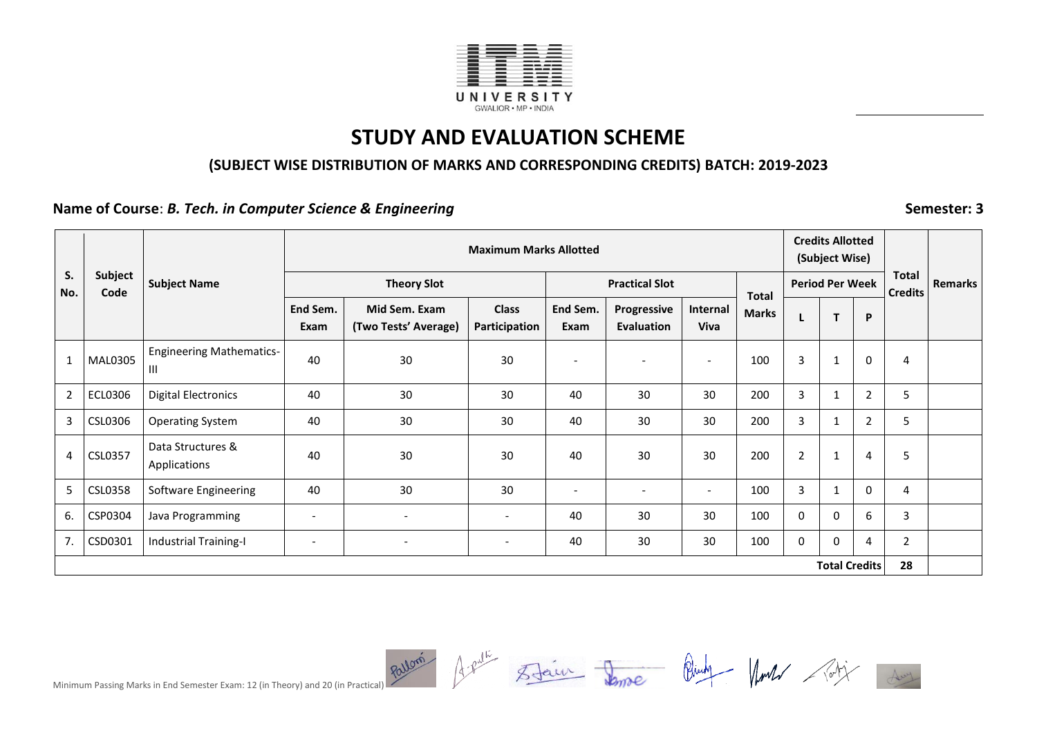# STUDY AND EVALUATION SCHEME

## (SUBJECT WISE DISTRIBUTION OF MARKS AND CORRESPONDING CREDITS) BATCH: 2019-2023

**Name of Course**: ***B. Tech. in Computer Science & Engineering*** **Semester: 3**

| S. No. | Subject Code | Subject Name | Maximum Marks Allotted | | | | | | | Credits Allotted (Subject Wise) | | | Total Credits | Remarks |
|---|---|---|---|---|---|---|---|---|---|---|---|---|---|---|
| | | | Theory Slot | | | Practical Slot | | | Total Marks | Period Per Week | | | | |
| | | | End Sem. Exam | Mid Sem. Exam (Two Tests' Average) | Class Participation | End Sem. Exam | Progressive Evaluation | Internal Viva | | L | T | P | | |
| 1 | MAL0305 | Engineering Mathematics-III | 40 | 30 | 30 | - | - | - | 100 | 3 | 1 | 0 | 4 | |
| 2 | ECL0306 | Digital Electronics | 40 | 30 | 30 | 40 | 30 | 30 | 200 | 3 | 1 | 2 | 5 | |
| 3 | CSL0306 | Operating System | 40 | 30 | 30 | 40 | 30 | 30 | 200 | 3 | 1 | 2 | 5 | |
| 4 | CSL0357 | Data Structures & Applications | 40 | 30 | 30 | 40 | 30 | 30 | 200 | 2 | 1 | 4 | 5 | |
| 5 | CSL0358 | Software Engineering | 40 | 30 | 30 | - | - | - | 100 | 3 | 1 | 0 | 4 | |
| 6. | CSP0304 | Java Programming | - | - | - | 40 | 30 | 30 | 100 | 0 | 0 | 6 | 3 | |
| 7. | CSD0301 | Industrial Training-I | - | - | - | 40 | 30 | 30 | 100 | 0 | 0 | 4 | 2 | |
| | | | | | | | | | | | | Total Credits | 28 | |

Minimum Passing Marks in End Semester Exam: 12 (in Theory) and 20 (in Practical)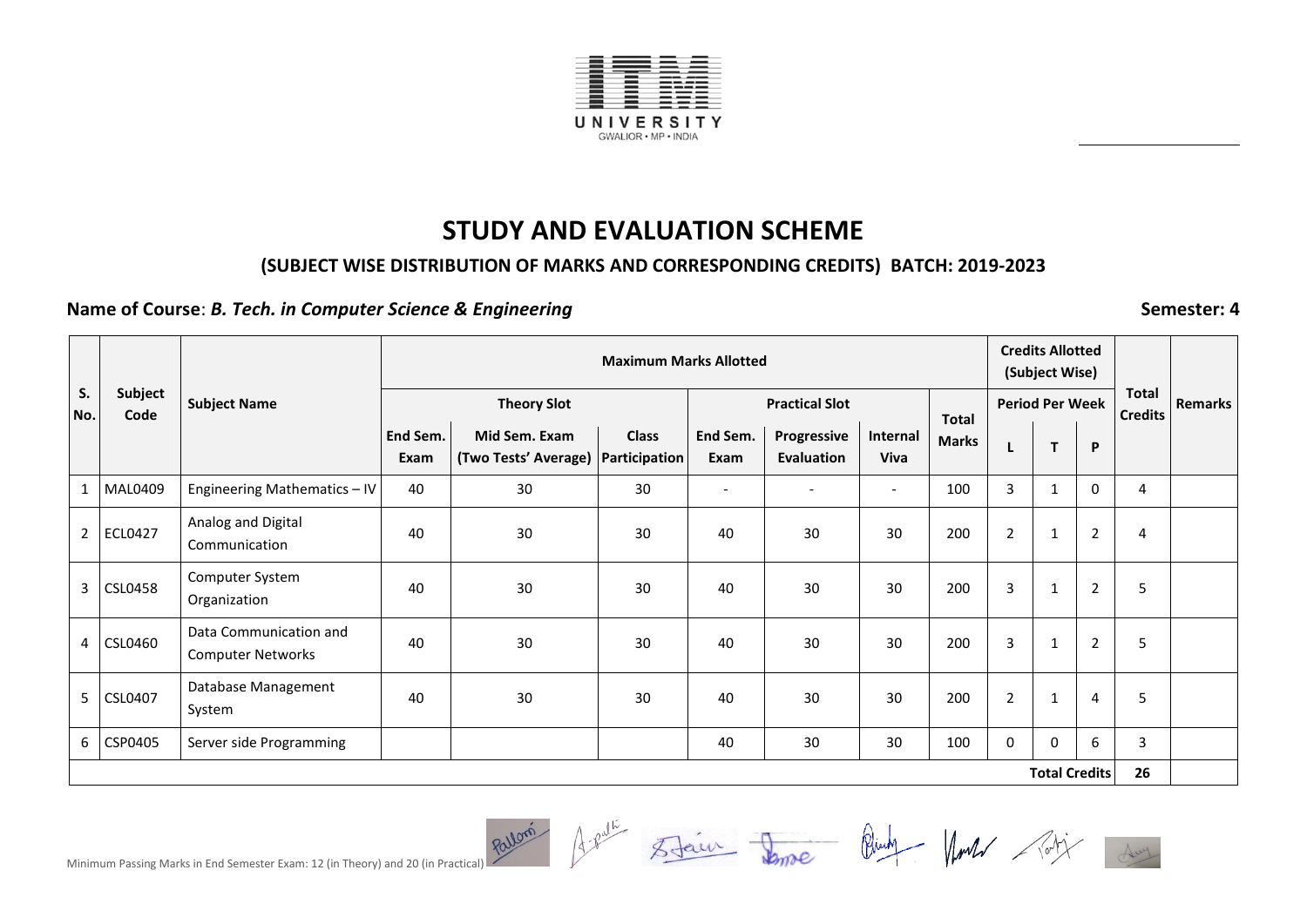# STUDY AND EVALUATION SCHEME

## (SUBJECT WISE DISTRIBUTION OF MARKS AND CORRESPONDING CREDITS) BATCH: 2019-2023

**Name of Course**: ***B. Tech. in Computer Science & Engineering*** **Semester: 4**

| S. No. | Subject Code | Subject Name | Maximum Marks Allotted | | | | | | | Credits Allotted (Subject Wise) | | | Total Credits | Remarks |
|---|---|---|---|---|---|---|---|---|---|---|---|---|---|---|
| | | | Theory Slot | | | Practical Slot | | | Total Marks | Period Per Week | | | | |
| | | | End Sem. Exam | Mid Sem. Exam (Two Tests' Average) | Class Participation | End Sem. Exam | Progressive Evaluation | Internal Viva | | L | T | P | | |
| 1 | MAL0409 | Engineering Mathematics – IV | 40 | 30 | 30 | - | - | - | 100 | 3 | 1 | 0 | 4 | |
| 2 | ECL0427 | Analog and Digital Communication | 40 | 30 | 30 | 40 | 30 | 30 | 200 | 2 | 1 | 2 | 4 | |
| 3 | CSL0458 | Computer System Organization | 40 | 30 | 30 | 40 | 30 | 30 | 200 | 3 | 1 | 2 | 5 | |
| 4 | CSL0460 | Data Communication and Computer Networks | 40 | 30 | 30 | 40 | 30 | 30 | 200 | 3 | 1 | 2 | 5 | |
| 5 | CSL0407 | Database Management System | 40 | 30 | 30 | 40 | 30 | 30 | 200 | 2 | 1 | 4 | 5 | |
| 6 | CSP0405 | Server side Programming | | | | 40 | 30 | 30 | 100 | 0 | 0 | 6 | 3 | |
| | | | | | | | | | | | | Total Credits | 26 | |

Minimum Passing Marks in End Semester Exam: 12 (in Theory) and 20 (in Practical)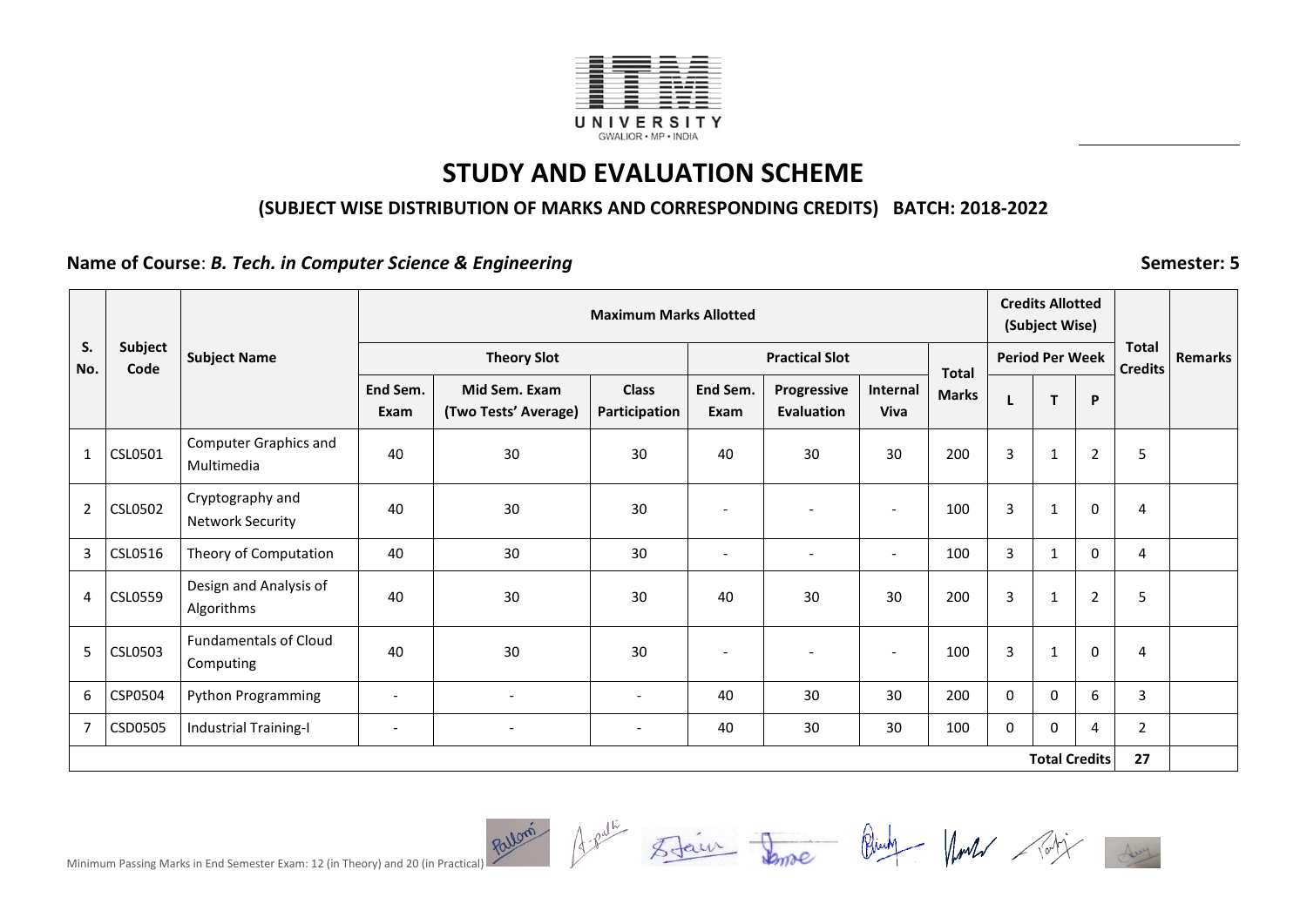UNIVERSITY
GWALIOR • MP • INDIA

# STUDY AND EVALUATION SCHEME

### (SUBJECT WISE DISTRIBUTION OF MARKS AND CORRESPONDING CREDITS) BATCH: 2018-2022

**Name of Course**: ***B. Tech. in Computer Science & Engineering*** **Semester: 5**

| S. No. | Subject Code | Subject Name | Maximum Marks Allotted | | | | | | | Credits Allotted (Subject Wise) | | | Total Credits | Remarks |
|---|---|---|---|---|---|---|---|---|---|---|---|---|---|---|
| | | | Theory Slot | | | Practical Slot | | | Total Marks | Period Per Week | | | | |
| | | | End Sem. Exam | Mid Sem. Exam (Two Tests' Average) | Class Participation | End Sem. Exam | Progressive Evaluation | Internal Viva | | L | T | P | | |
| 1 | CSL0501 | Computer Graphics and Multimedia | 40 | 30 | 30 | 40 | 30 | 30 | 200 | 3 | 1 | 2 | 5 | |
| 2 | CSL0502 | Cryptography and Network Security | 40 | 30 | 30 | - | - | - | 100 | 3 | 1 | 0 | 4 | |
| 3 | CSL0516 | Theory of Computation | 40 | 30 | 30 | - | - | - | 100 | 3 | 1 | 0 | 4 | |
| 4 | CSL0559 | Design and Analysis of Algorithms | 40 | 30 | 30 | 40 | 30 | 30 | 200 | 3 | 1 | 2 | 5 | |
| 5 | CSL0503 | Fundamentals of Cloud Computing | 40 | 30 | 30 | - | - | - | 100 | 3 | 1 | 0 | 4 | |
| 6 | CSP0504 | Python Programming | - | - | - | 40 | 30 | 30 | 200 | 0 | 0 | 6 | 3 | |
| 7 | CSD0505 | Industrial Training-I | - | - | - | 40 | 30 | 30 | 100 | 0 | 0 | 4 | 2 | |
| | | | | | | | | | | | | Total Credits | 27 | |

Minimum Passing Marks in End Semester Exam: 12 (in Theory) and 20 (in Practical)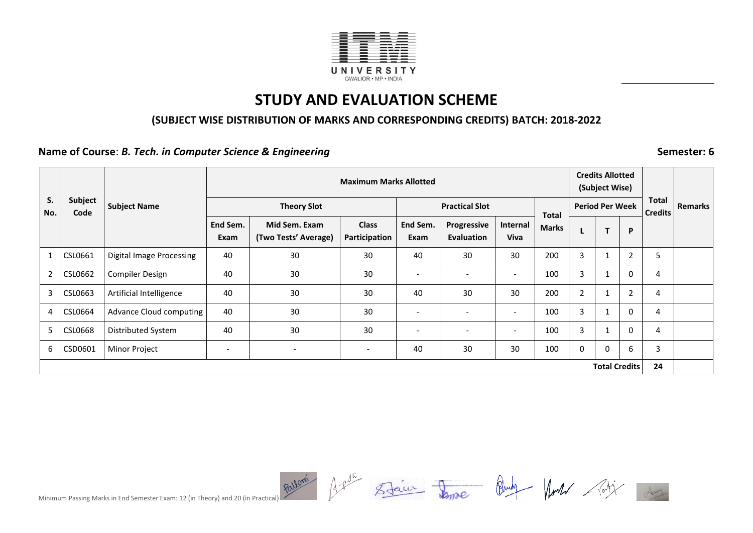# STUDY AND EVALUATION SCHEME

### (SUBJECT WISE DISTRIBUTION OF MARKS AND CORRESPONDING CREDITS) BATCH: 2018-2022

**Name of Course**: ***B. Tech. in Computer Science & Engineering*** **Semester: 6**

| S. No. | Subject Code | Subject Name | Maximum Marks Allotted | | | | | | | Credits Allotted (Subject Wise) | | | Total Credits | Remarks |
|---|---|---|---|---|---|---|---|---|---|---|---|---|---|---|
| | | | Theory Slot | | | Practical Slot | | | Total Marks | Period Per Week | | | | |
| | | | End Sem. Exam | Mid Sem. Exam (Two Tests' Average) | Class Participation | End Sem. Exam | Progressive Evaluation | Internal Viva | | L | T | P | | |
| 1 | CSL0661 | Digital Image Processing | 40 | 30 | 30 | 40 | 30 | 30 | 200 | 3 | 1 | 2 | 5 | |
| 2 | CSL0662 | Compiler Design | 40 | 30 | 30 | - | - | - | 100 | 3 | 1 | 0 | 4 | |
| 3 | CSL0663 | Artificial Intelligence | 40 | 30 | 30 | 40 | 30 | 30 | 200 | 2 | 1 | 2 | 4 | |
| 4 | CSL0664 | Advance Cloud computing | 40 | 30 | 30 | - | - | - | 100 | 3 | 1 | 0 | 4 | |
| 5 | CSL0668 | Distributed System | 40 | 30 | 30 | - | - | - | 100 | 3 | 1 | 0 | 4 | |
| 6 | CSD0601 | Minor Project | - | - | - | 40 | 30 | 30 | 100 | 0 | 0 | 6 | 3 | |
| | | | | | | | | | | | | **Total Credits** | **24** | |

Minimum Passing Marks in End Semester Exam: 12 (in Theory) and 20 (in Practical)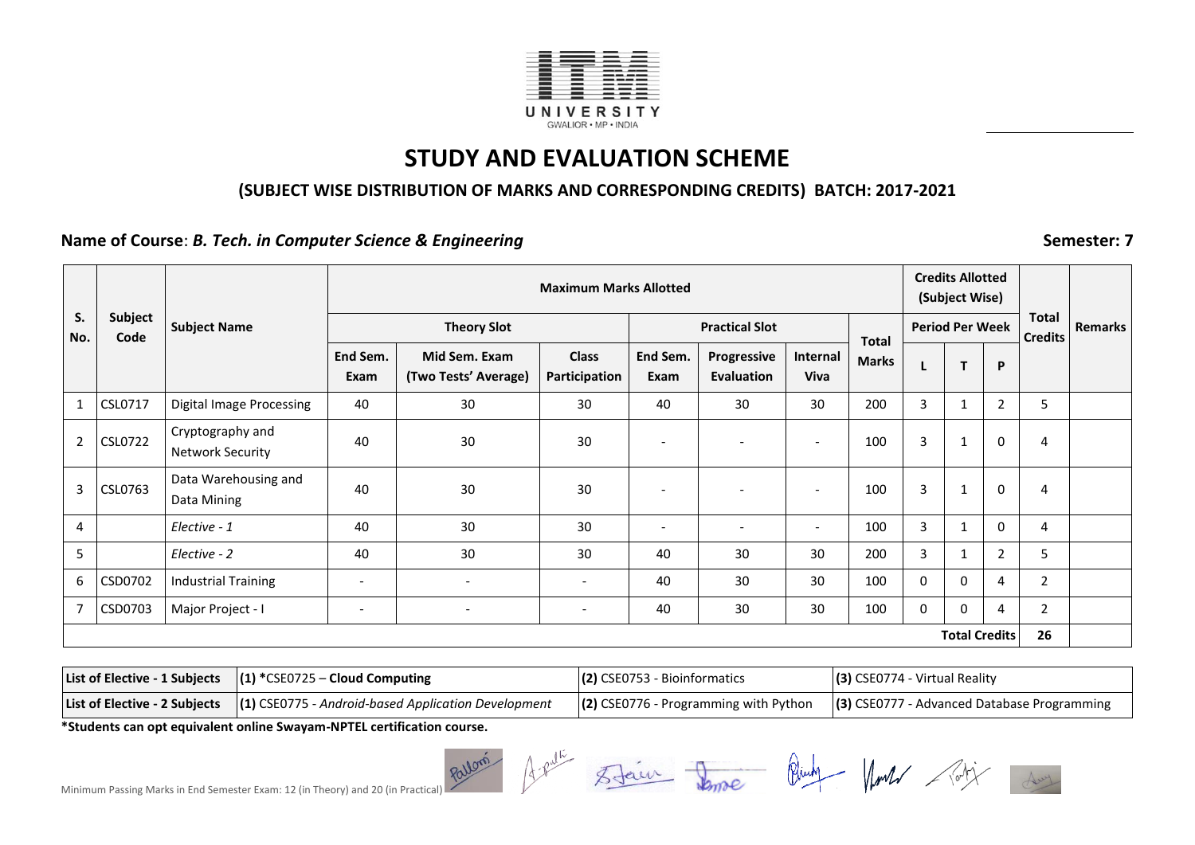# STUDY AND EVALUATION SCHEME

### (SUBJECT WISE DISTRIBUTION OF MARKS AND CORRESPONDING CREDITS) BATCH: 2017-2021

**Name of Course**: ***B. Tech. in Computer Science & Engineering*** **Semester: 7**

| S. No. | Subject Code | Subject Name | Maximum Marks Allotted | | | | | | | Credits Allotted (Subject Wise) | | | Total Credits | Remarks |
|---|---|---|---|---|---|---|---|---|---|---|---|---|---|---|
| | | | Theory Slot | | | Practical Slot | | | Total Marks | Period Per Week | | | | |
| | | | End Sem. Exam | Mid Sem. Exam (Two Tests' Average) | Class Participation | End Sem. Exam | Progressive Evaluation | Internal Viva | | L | T | P | | |
| 1 | CSL0717 | Digital Image Processing | 40 | 30 | 30 | 40 | 30 | 30 | 200 | 3 | 1 | 2 | 5 | |
| 2 | CSL0722 | Cryptography and Network Security | 40 | 30 | 30 | - | - | - | 100 | 3 | 1 | 0 | 4 | |
| 3 | CSL0763 | Data Warehousing and Data Mining | 40 | 30 | 30 | - | - | - | 100 | 3 | 1 | 0 | 4 | |
| 4 | | *Elective - 1* | 40 | 30 | 30 | - | - | - | 100 | 3 | 1 | 0 | 4 | |
| 5 | | *Elective - 2* | 40 | 30 | 30 | 40 | 30 | 30 | 200 | 3 | 1 | 2 | 5 | |
| 6 | CSD0702 | Industrial Training | - | - | - | 40 | 30 | 30 | 100 | 0 | 0 | 4 | 2 | |
| 7 | CSD0703 | Major Project - I | - | - | - | 40 | 30 | 30 | 100 | 0 | 0 | 4 | 2 | |
| | | | | | | | | | | | | **Total Credits** | **26** | |

| | | | |
|---|---|---|---|
| **List of Elective - 1 Subjects** | **(1)** *CSE0725 – **Cloud Computing** | **(2)** CSE0753 - Bioinformatics | **(3)** CSE0774 - Virtual Reality |
| **List of Elective - 2 Subjects** | **(1)** CSE0775 - *Android-based Application Development* | **(2)** CSE0776 - Programming with Python | **(3)** CSE0777 - Advanced Database Programming |

***Students can opt equivalent online Swayam-NPTEL certification course.**

Minimum Passing Marks in End Semester Exam: 12 (in Theory) and 20 (in Practical)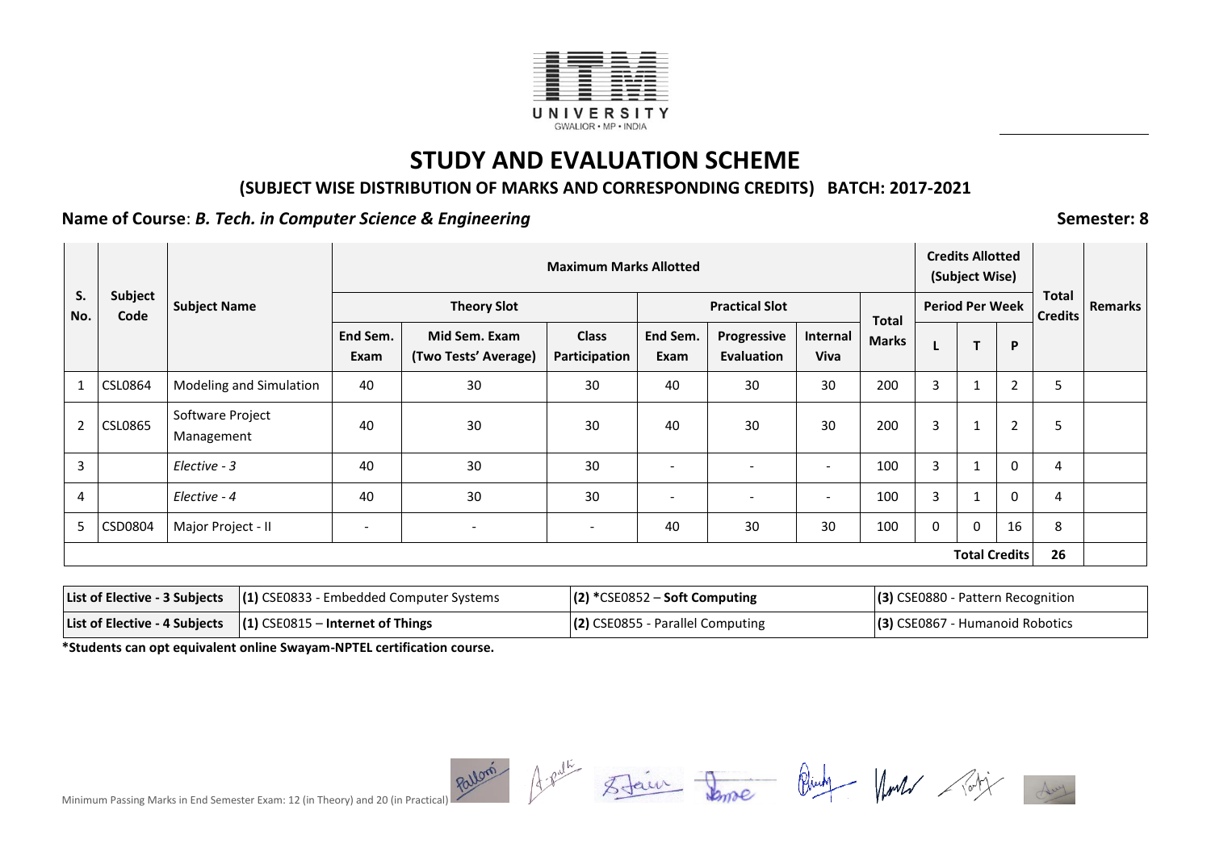# STUDY AND EVALUATION SCHEME

## (SUBJECT WISE DISTRIBUTION OF MARKS AND CORRESPONDING CREDITS) BATCH: 2017-2021

**Name of Course**: ***B. Tech. in Computer Science & Engineering*** **Semester: 8**

| S. No. | Subject Code | Subject Name | Maximum Marks Allotted | | | | | | | Credits Allotted (Subject Wise) | | | Total Credits | Remarks |
|---|---|---|---|---|---|---|---|---|---|---|---|---|---|---|
| | | | Theory Slot | | | Practical Slot | | | Total Marks | Period Per Week | | | | |
| | | | End Sem. Exam | Mid Sem. Exam (Two Tests' Average) | Class Participation | End Sem. Exam | Progressive Evaluation | Internal Viva | | L | T | P | | |
| 1 | CSL0864 | Modeling and Simulation | 40 | 30 | 30 | 40 | 30 | 30 | 200 | 3 | 1 | 2 | 5 | |
| 2 | CSL0865 | Software Project Management | 40 | 30 | 30 | 40 | 30 | 30 | 200 | 3 | 1 | 2 | 5 | |
| 3 | | *Elective - 3* | 40 | 30 | 30 | - | - | - | 100 | 3 | 1 | 0 | 4 | |
| 4 | | *Elective - 4* | 40 | 30 | 30 | - | - | - | 100 | 3 | 1 | 0 | 4 | |
| 5 | CSD0804 | Major Project - II | - | - | - | 40 | 30 | 30 | 100 | 0 | 0 | 16 | 8 | |
| | | | | | | | | | | | | **Total Credits** | **26** | |

| | | | |
|---|---|---|---|
| **List of Elective - 3 Subjects** | **(1)** CSE0833 - Embedded Computer Systems | **(2)** *CSE0852 – **Soft Computing** | **(3)** CSE0880 - Pattern Recognition |
| **List of Elective - 4 Subjects** | **(1)** CSE0815 – **Internet of Things** | **(2)** CSE0855 - Parallel Computing | **(3)** CSE0867 - Humanoid Robotics |

**\*Students can opt equivalent online Swayam-NPTEL certification course.**

Minimum Passing Marks in End Semester Exam: 12 (in Theory) and 20 (in Practical)